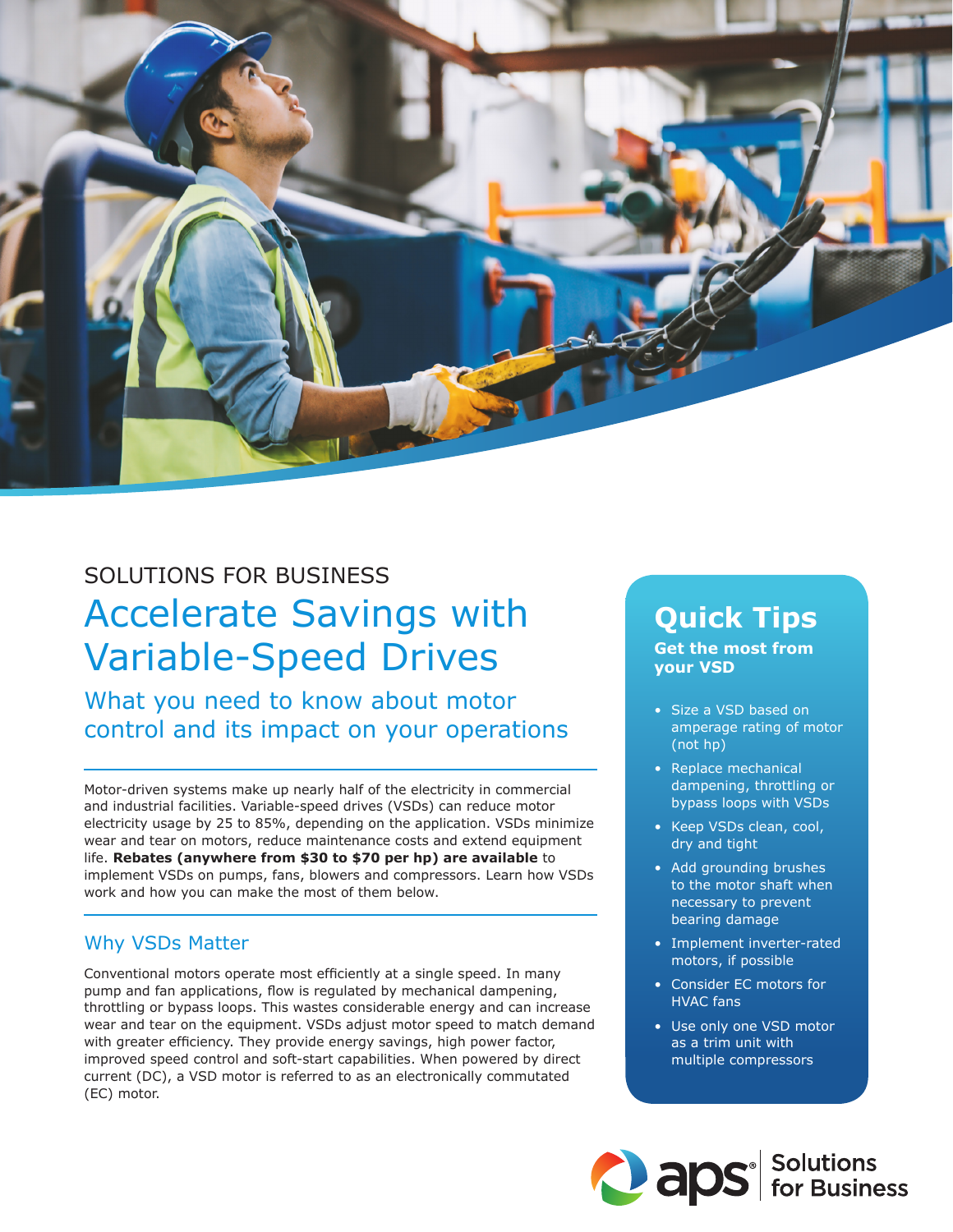SOLUTIONS FOR BUSINESS

# Accelerate Savings with Variable-Speed Drives

## What you need to know about motor control and its impact on your operations

Motor-driven systems make up nearly half of the electricity in commercial and industrial facilities. Variable-speed drives (VSDs) can reduce motor electricity usage by 25 to 85%, depending on the application. VSDs minimize wear and tear on motors, reduce maintenance costs and extend equipment life. **Rebates (anywhere from $30 to $70 per hp) are available** to implement VSDs on pumps, fans, blowers and compressors. Learn how VSDs work and how you can make the most of them below.

### Why VSDs Matter

Conventional motors operate most efficiently at a single speed. In many pump and fan applications, flow is regulated by mechanical dampening, throttling or bypass loops. This wastes considerable energy and can increase wear and tear on the equipment. VSDs adjust motor speed to match demand with greater efficiency. They provide energy savings, high power factor, improved speed control and soft-start capabilities. When powered by direct current (DC), a VSD motor is referred to as an electronically commutated (EC) motor.

## Quick Tips

**Get the most from your VSD**

- Size a VSD based on amperage rating of motor (not hp)
- Replace mechanical dampening, throttling or bypass loops with VSDs
- Keep VSDs clean, cool, dry and tight
- Add grounding brushes to the motor shaft when necessary to prevent bearing damage
- Implement inverter-rated motors, if possible
- Consider EC motors for HVAC fans
- Use only one VSD motor as a trim unit with multiple compressors

aps Solutions for Business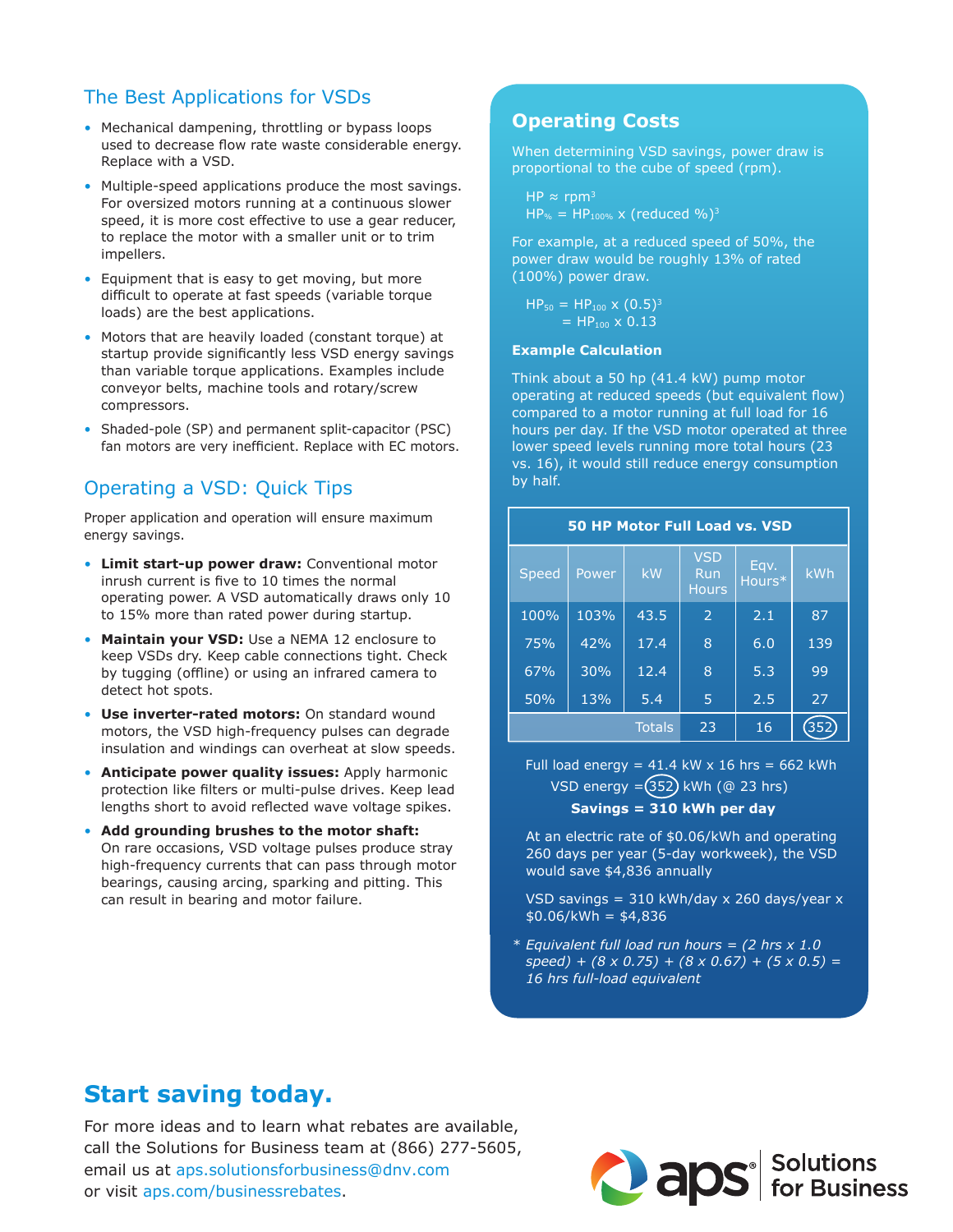## The Best Applications for VSDs

- Mechanical dampening, throttling or bypass loops used to decrease flow rate waste considerable energy. Replace with a VSD.
- Multiple-speed applications produce the most savings. For oversized motors running at a continuous slower speed, it is more cost effective to use a gear reducer, to replace the motor with a smaller unit or to trim impellers.
- Equipment that is easy to get moving, but more difficult to operate at fast speeds (variable torque loads) are the best applications.
- Motors that are heavily loaded (constant torque) at startup provide significantly less VSD energy savings than variable torque applications. Examples include conveyor belts, machine tools and rotary/screw compressors.
- Shaded-pole (SP) and permanent split-capacitor (PSC) fan motors are very inefficient. Replace with EC motors.

## Operating a VSD: Quick Tips

Proper application and operation will ensure maximum energy savings.

- **Limit start-up power draw:** Conventional motor inrush current is five to 10 times the normal operating power. A VSD automatically draws only 10 to 15% more than rated power during startup.
- **Maintain your VSD:** Use a NEMA 12 enclosure to keep VSDs dry. Keep cable connections tight. Check by tugging (offline) or using an infrared camera to detect hot spots.
- **Use inverter-rated motors:** On standard wound motors, the VSD high-frequency pulses can degrade insulation and windings can overheat at slow speeds.
- **Anticipate power quality issues:** Apply harmonic protection like filters or multi-pulse drives. Keep lead lengths short to avoid reflected wave voltage spikes.
- **Add grounding brushes to the motor shaft:** On rare occasions, VSD voltage pulses produce stray high-frequency currents that can pass through motor bearings, causing arcing, sparking and pitting. This can result in bearing and motor failure.

## Operating Costs

When determining VSD savings, power draw is proportional to the cube of speed (rpm).

$$HP \approx rpm^3$$
$$HP_{\%} = HP_{100\%} \times (\text{reduced } \%)^3$$

For example, at a reduced speed of 50%, the power draw would be roughly 13% of rated (100%) power draw.

$$HP_{50} = HP_{100} \times (0.5)^3$$
$$= HP_{100} \times 0.13$$

**Example Calculation**

Think about a 50 hp (41.4 kW) pump motor operating at reduced speeds (but equivalent flow) compared to a motor running at full load for 16 hours per day. If the VSD motor operated at three lower speed levels running more total hours (23 vs. 16), it would still reduce energy consumption by half.

**50 HP Motor Full Load vs. VSD**

| Speed | Power | kW | VSD Run Hours | Eqv. Hours* | kWh |
|---|---|---|---|---|---|
| 100% | 103% | 43.5 | 2 | 2.1 | 87 |
| 75% | 42% | 17.4 | 8 | 6.0 | 139 |
| 67% | 30% | 12.4 | 8 | 5.3 | 99 |
| 50% | 13% | 5.4 | 5 | 2.5 | 27 |
| | | Totals | 23 | 16 | 352 |

Full load energy = 41.4 kW x 16 hrs = 662 kWh

VSD energy = 352 kWh (@ 23 hrs)

**Savings = 310 kWh per day**

At an electric rate of $0.06/kWh and operating 260 days per year (5-day workweek), the VSD would save $4,836 annually

VSD savings = 310 kWh/day x 260 days/year x $0.06/kWh = $4,836

*\* Equivalent full load run hours = (2 hrs x 1.0 speed) + (8 x 0.75) + (8 x 0.67) + (5 x 0.5) = 16 hrs full-load equivalent*

# Start saving today.

For more ideas and to learn what rebates are available, call the Solutions for Business team at (866) 277-5605, email us at aps.solutionsforbusiness@dnv.com or visit aps.com/businessrebates.

aps Solutions for Business